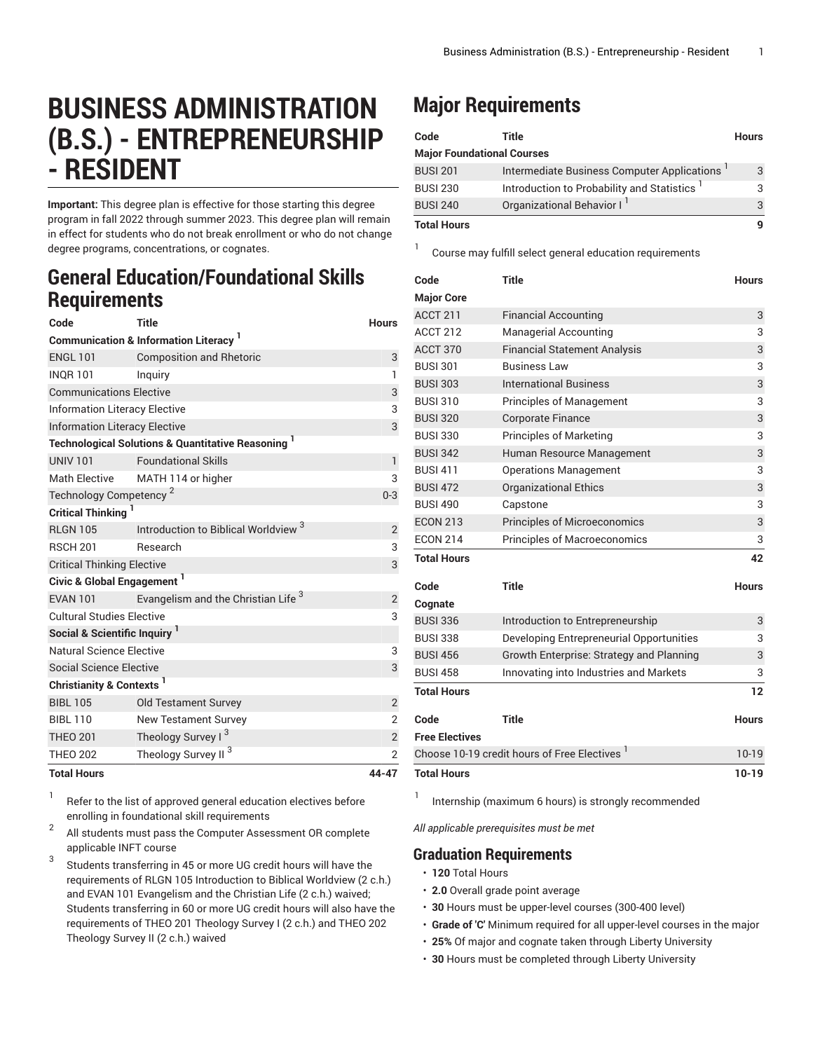# BUSINESS ADMINISTRATION (B.S.) - ENTREPRENEURSHIP - RESIDENT

**Important:** This degree plan is effective for those starting this degree program in fall 2022 through summer 2023. This degree plan will remain in effect for students who do not break enrollment or who do not change degree programs, concentrations, or cognates.

## General Education/Foundational Skills Requirements

| Code | Title | Hours |
|---|---|---|
| **Communication & Information Literacy** [1] | | |
| ENGL 101 | Composition and Rhetoric | 3 |
| INQR 101 | Inquiry | 1 |
| Communications Elective | | 3 |
| Information Literacy Elective | | 3 |
| Information Literacy Elective | | 3 |
| **Technological Solutions & Quantitative Reasoning** [1] | | |
| UNIV 101 | Foundational Skills | 1 |
| Math Elective | MATH 114 or higher | 3 |
| Technology Competency [2] | | 0-3 |
| **Critical Thinking** [1] | | |
| RLGN 105 | Introduction to Biblical Worldview [3] | 2 |
| RSCH 201 | Research | 3 |
| Critical Thinking Elective | | 3 |
| **Civic & Global Engagement** [1] | | |
| EVAN 101 | Evangelism and the Christian Life [3] | 2 |
| Cultural Studies Elective | | 3 |
| **Social & Scientific Inquiry** [1] | | |
| Natural Science Elective | | 3 |
| Social Science Elective | | 3 |
| **Christianity & Contexts** [1] | | |
| BIBL 105 | Old Testament Survey | 2 |
| BIBL 110 | New Testament Survey | 2 |
| THEO 201 | Theology Survey I [3] | 2 |
| THEO 202 | Theology Survey II [3] | 2 |
| **Total Hours** | | **44-47** |

1. Refer to the list of approved general education electives before enrolling in foundational skill requirements
2. All students must pass the Computer Assessment OR complete applicable INFT course
3. Students transferring in 45 or more UG credit hours will have the requirements of RLGN 105 Introduction to Biblical Worldview (2 c.h.) and EVAN 101 Evangelism and the Christian Life (2 c.h.) waived; Students transferring in 60 or more UG credit hours will also have the requirements of THEO 201 Theology Survey I (2 c.h.) and THEO 202 Theology Survey II (2 c.h.) waived

## Major Requirements

| Code | Title | Hours |
|---|---|---|
| **Major Foundational Courses** | | |
| BUSI 201 | Intermediate Business Computer Applications [1] | 3 |
| BUSI 230 | Introduction to Probability and Statistics [1] | 3 |
| BUSI 240 | Organizational Behavior I [1] | 3 |
| **Total Hours** | | **9** |

1. Course may fulfill select general education requirements

| Code | Title | Hours |
|---|---|---|
| **Major Core** | | |
| ACCT 211 | Financial Accounting | 3 |
| ACCT 212 | Managerial Accounting | 3 |
| ACCT 370 | Financial Statement Analysis | 3 |
| BUSI 301 | Business Law | 3 |
| BUSI 303 | International Business | 3 |
| BUSI 310 | Principles of Management | 3 |
| BUSI 320 | Corporate Finance | 3 |
| BUSI 330 | Principles of Marketing | 3 |
| BUSI 342 | Human Resource Management | 3 |
| BUSI 411 | Operations Management | 3 |
| BUSI 472 | Organizational Ethics | 3 |
| BUSI 490 | Capstone | 3 |
| ECON 213 | Principles of Microeconomics | 3 |
| ECON 214 | Principles of Macroeconomics | 3 |
| **Total Hours** | | **42** |

| Code | Title | Hours |
|---|---|---|
| **Cognate** | | |
| BUSI 336 | Introduction to Entrepreneurship | 3 |
| BUSI 338 | Developing Entrepreneurial Opportunities | 3 |
| BUSI 456 | Growth Enterprise: Strategy and Planning | 3 |
| BUSI 458 | Innovating into Industries and Markets | 3 |
| **Total Hours** | | **12** |

| Code | Title | Hours |
|---|---|---|
| **Free Electives** | | |
| Choose 10-19 credit hours of Free Electives [1] | | 10-19 |
| **Total Hours** | | **10-19** |

1. Internship (maximum 6 hours) is strongly recommended

*All applicable prerequisites must be met*

## Graduation Requirements

- **120** Total Hours
- **2.0** Overall grade point average
- **30** Hours must be upper-level courses (300-400 level)
- **Grade of 'C'** Minimum required for all upper-level courses in the major
- **25%** Of major and cognate taken through Liberty University
- **30** Hours must be completed through Liberty University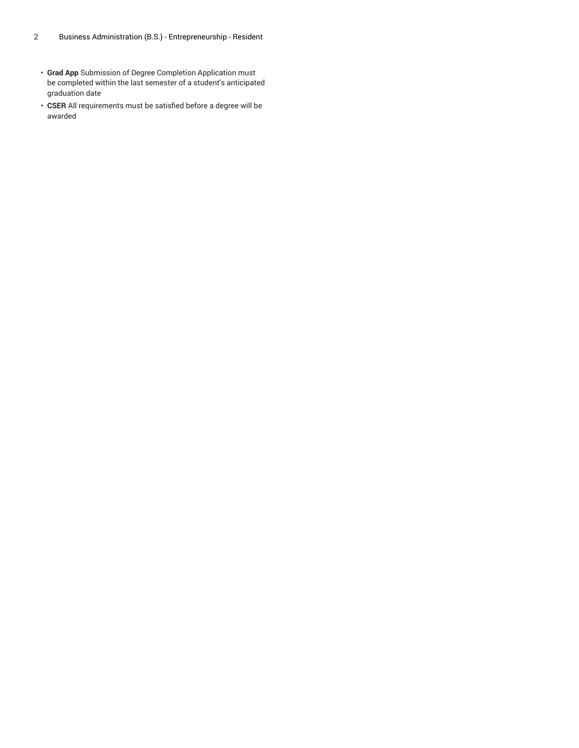- **Grad App** Submission of Degree Completion Application must be completed within the last semester of a student's anticipated graduation date
- **CSER** All requirements must be satisfied before a degree will be awarded